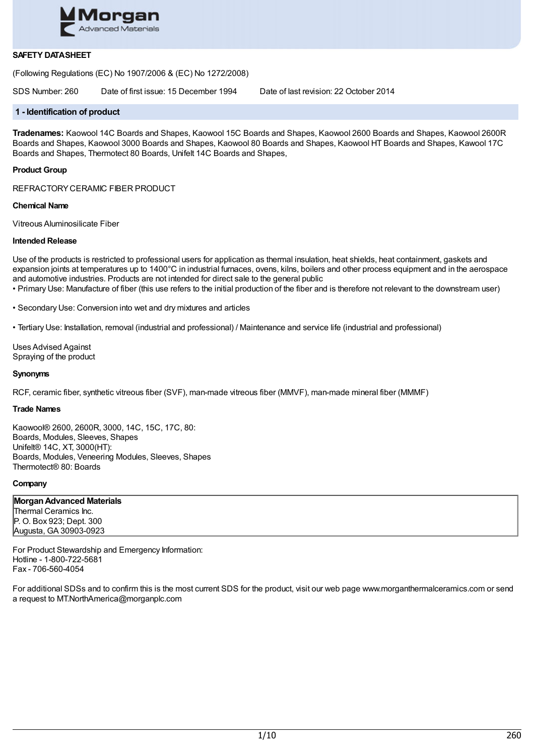**SAFETY DATASHEET**

(Following Regulations (EC) No 1907/2006 & (EC) No 1272/2008)

SDS Number: 260 Date of first issue: 15 December 1994 Date of last revision: 22 October 2014

## 1 - Identification of product

**Tradenames:** Kaowool 14C Boards and Shapes, Kaowool 15C Boards and Shapes, Kaowool 2600 Boards and Shapes, Kaowool 2600R Boards and Shapes, Kaowool 3000 Boards and Shapes, Kaowool 80 Boards and Shapes, Kaowool HT Boards and Shapes, Kawool 17C Boards and Shapes, Thermotect 80 Boards, Unifelt 14C Boards and Shapes,

**Product Group**

REFRACTORY CERAMIC FIBER PRODUCT

**Chemical Name**

Vitreous Aluminosilicate Fiber

**Intended Release**

Use of the products is restricted to professional users for application as thermal insulation, heat shields, heat containment, gaskets and expansion joints at temperatures up to 1400°C in industrial furnaces, ovens, kilns, boilers and other process equipment and in the aerospace and automotive industries. Products are not intended for direct sale to the general public

- Primary Use: Manufacture of fiber (this use refers to the initial production of the fiber and is therefore not relevant to the downstream user)
- Secondary Use: Conversion into wet and dry mixtures and articles
- Tertiary Use: Installation, removal (industrial and professional) / Maintenance and service life (industrial and professional)

Uses Advised Against
Spraying of the product

**Synonyms**

RCF, ceramic fiber, synthetic vitreous fiber (SVF), man-made vitreous fiber (MMVF), man-made mineral fiber (MMMF)

**Trade Names**

Kaowool® 2600, 2600R, 3000, 14C, 15C, 17C, 80:
Boards, Modules, Sleeves, Shapes
Unifelt® 14C, XT, 3000(HT):
Boards, Modules, Veneering Modules, Sleeves, Shapes
Thermotect® 80: Boards

**Company**

**Morgan Advanced Materials**
Thermal Ceramics Inc.
P. O. Box 923; Dept. 300
Augusta, GA 30903-0923

For Product Stewardship and Emergency Information:
Hotline - 1-800-722-5681
Fax - 706-560-4054

For additional SDSs and to confirm this is the most current SDS for the product, visit our web page www.morganthermalceramics.com or send a request to MT.NorthAmerica@morganplc.com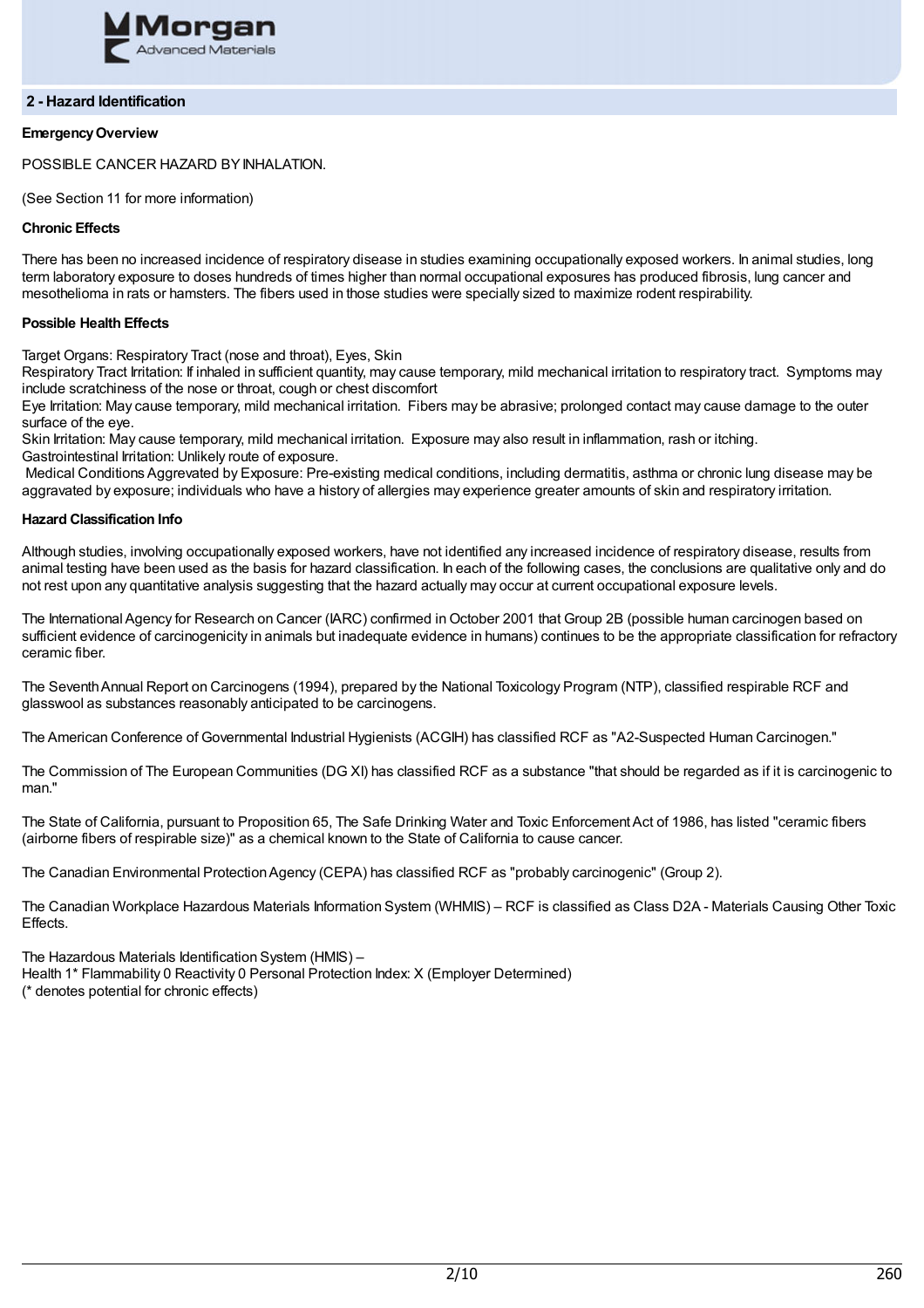## 2 - Hazard Identification

**Emergency Overview**

POSSIBLE CANCER HAZARD BY INHALATION.

(See Section 11 for more information)

**Chronic Effects**

There has been no increased incidence of respiratory disease in studies examining occupationally exposed workers. In animal studies, long term laboratory exposure to doses hundreds of times higher than normal occupational exposures has produced fibrosis, lung cancer and mesothelioma in rats or hamsters. The fibers used in those studies were specially sized to maximize rodent respirability.

**Possible Health Effects**

Target Organs: Respiratory Tract (nose and throat), Eyes, Skin
Respiratory Tract Irritation: If inhaled in sufficient quantity, may cause temporary, mild mechanical irritation to respiratory tract. Symptoms may include scratchiness of the nose or throat, cough or chest discomfort
Eye Irritation: May cause temporary, mild mechanical irritation. Fibers may be abrasive; prolonged contact may cause damage to the outer surface of the eye.
Skin Irritation: May cause temporary, mild mechanical irritation. Exposure may also result in inflammation, rash or itching.
Gastrointestinal Irritation: Unlikely route of exposure.
Medical Conditions Aggravated by Exposure: Pre-existing medical conditions, including dermatitis, asthma or chronic lung disease may be aggravated by exposure; individuals who have a history of allergies may experience greater amounts of skin and respiratory irritation.

**Hazard Classification Info**

Although studies, involving occupationally exposed workers, have not identified any increased incidence of respiratory disease, results from animal testing have been used as the basis for hazard classification. In each of the following cases, the conclusions are qualitative only and do not rest upon any quantitative analysis suggesting that the hazard actually may occur at current occupational exposure levels.

The International Agency for Research on Cancer (IARC) confirmed in October 2001 that Group 2B (possible human carcinogen based on sufficient evidence of carcinogenicity in animals but inadequate evidence in humans) continues to be the appropriate classification for refractory ceramic fiber.

The Seventh Annual Report on Carcinogens (1994), prepared by the National Toxicology Program (NTP), classified respirable RCF and glasswool as substances reasonably anticipated to be carcinogens.

The American Conference of Governmental Industrial Hygienists (ACGIH) has classified RCF as "A2-Suspected Human Carcinogen."

The Commission of The European Communities (DG XI) has classified RCF as a substance "that should be regarded as if it is carcinogenic to man."

The State of California, pursuant to Proposition 65, The Safe Drinking Water and Toxic Enforcement Act of 1986, has listed "ceramic fibers (airborne fibers of respirable size)" as a chemical known to the State of California to cause cancer.

The Canadian Environmental Protection Agency (CEPA) has classified RCF as "probably carcinogenic" (Group 2).

The Canadian Workplace Hazardous Materials Information System (WHMIS) – RCF is classified as Class D2A - Materials Causing Other Toxic Effects.

The Hazardous Materials Identification System (HMIS) –
Health 1* Flammability 0 Reactivity 0 Personal Protection Index: X (Employer Determined)
(* denotes potential for chronic effects)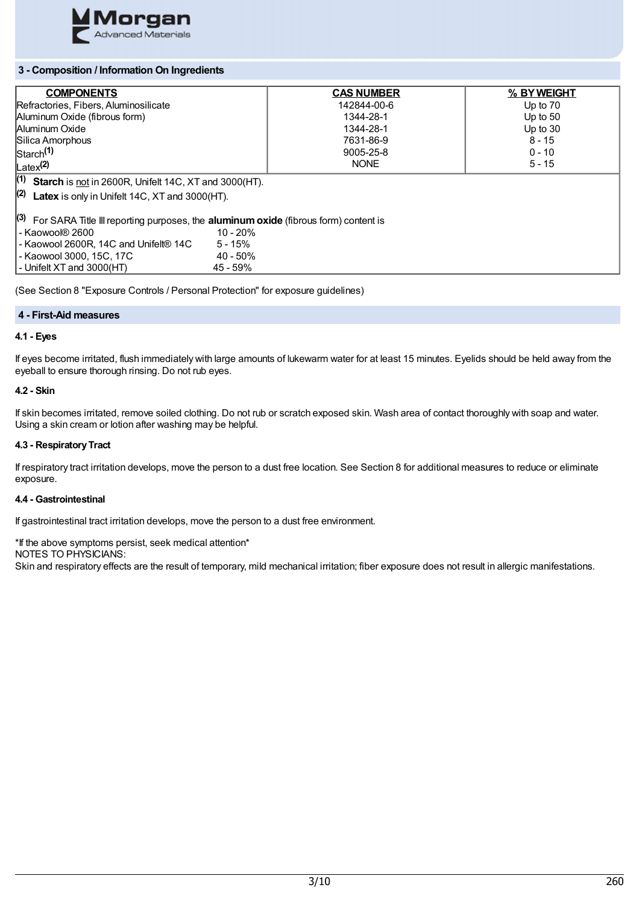## 3 - Composition / Information On Ingredients

| COMPONENTS | CAS NUMBER | % BY WEIGHT |
|---|---|---|
| Refractories, Fibers, Aluminosilicate | 142844-00-6 | Up to 70 |
| Aluminum Oxide (fibrous form) | 1344-28-1 | Up to 50 |
| Aluminum Oxide | 1344-28-1 | Up to 30 |
| Silica Amorphous | 7631-86-9 | 8 - 15 |
| Starch[1] | 9005-25-8 | 0 - 10 |
| Latex[2] | NONE | 5 - 15 |

[1] **Starch** is not in 2600R, Unifelt 14C, XT and 3000(HT).

[2] **Latex** is only in Unifelt 14C, XT and 3000(HT).

[3] For SARA Title III reporting purposes, the **aluminum oxide** (fibrous form) content is

| | |
|---|---|
| - Kaowool® 2600 | 10 - 20% |
| - Kaowool 2600R, 14C and Unifelt® 14C | 5 - 15% |
| - Kaowool 3000, 15C, 17C | 40 - 50% |
| - Unifelt XT and 3000(HT) | 45 - 59% |

(See Section 8 "Exposure Controls / Personal Protection" for exposure guidelines)

## 4 - First-Aid measures

### 4.1 - Eyes

If eyes become irritated, flush immediately with large amounts of lukewarm water for at least 15 minutes. Eyelids should be held away from the eyeball to ensure thorough rinsing. Do not rub eyes.

### 4.2 - Skin

If skin becomes irritated, remove soiled clothing. Do not rub or scratch exposed skin. Wash area of contact thoroughly with soap and water. Using a skin cream or lotion after washing may be helpful.

### 4.3 - Respiratory Tract

If respiratory tract irritation develops, move the person to a dust free location. See Section 8 for additional measures to reduce or eliminate exposure.

### 4.4 - Gastrointestinal

If gastrointestinal tract irritation develops, move the person to a dust free environment.

*If the above symptoms persist, seek medical attention*

NOTES TO PHYSICIANS:

Skin and respiratory effects are the result of temporary, mild mechanical irritation; fiber exposure does not result in allergic manifestations.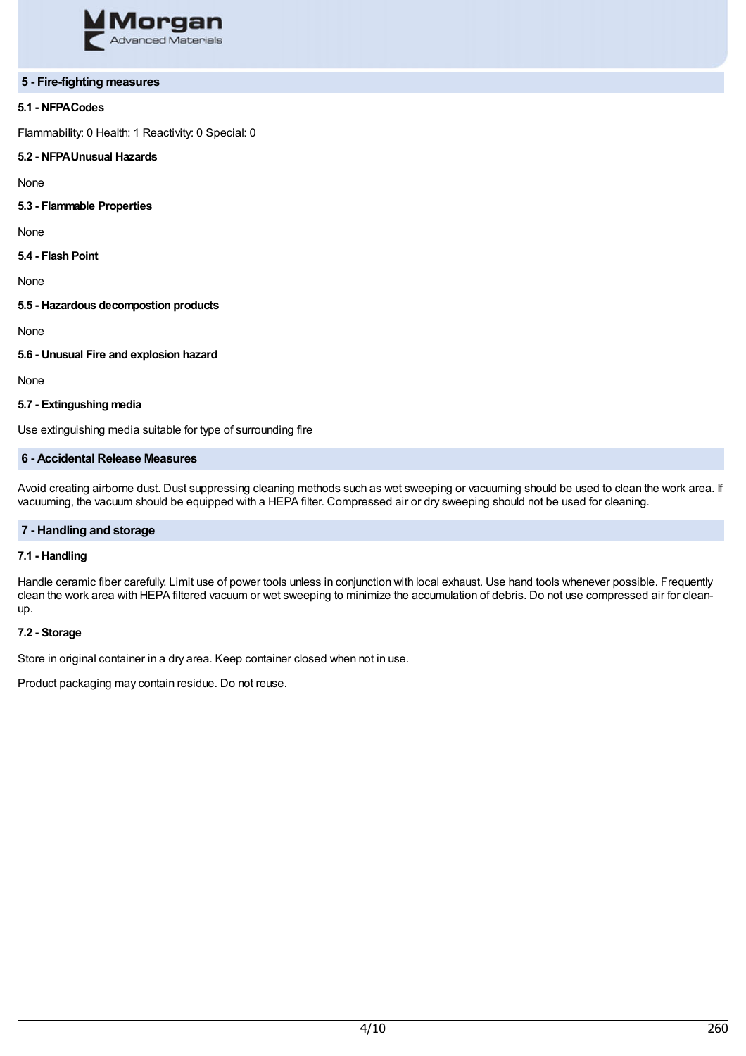## 5 - Fire-fighting measures

### 5.1 - NFPACodes

Flammability: 0 Health: 1 Reactivity: 0 Special: 0

### 5.2 - NFPAUnusual Hazards

None

### 5.3 - Flammable Properties

None

### 5.4 - Flash Point

None

### 5.5 - Hazardous decompostion products

None

### 5.6 - Unusual Fire and explosion hazard

None

### 5.7 - Extingushing media

Use extinguishing media suitable for type of surrounding fire

## 6 - Accidental Release Measures

Avoid creating airborne dust. Dust suppressing cleaning methods such as wet sweeping or vacuuming should be used to clean the work area. If vacuuming, the vacuum should be equipped with a HEPA filter. Compressed air or dry sweeping should not be used for cleaning.

## 7 - Handling and storage

### 7.1 - Handling

Handle ceramic fiber carefully. Limit use of power tools unless in conjunction with local exhaust. Use hand tools whenever possible. Frequently clean the work area with HEPA filtered vacuum or wet sweeping to minimize the accumulation of debris. Do not use compressed air for clean-up.

### 7.2 - Storage

Store in original container in a dry area. Keep container closed when not in use.

Product packaging may contain residue. Do not reuse.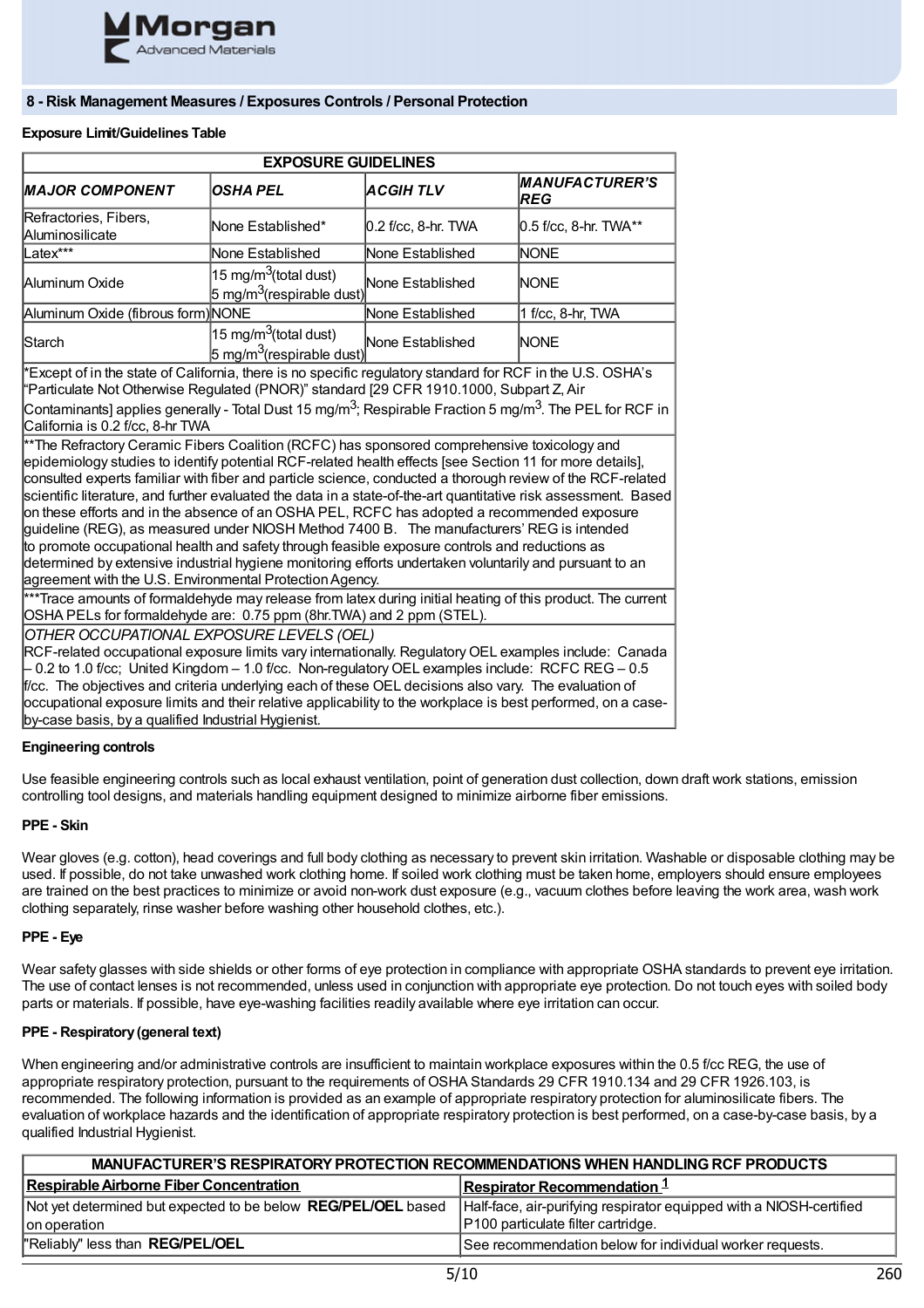## 8 - Risk Management Measures / Exposures Controls / Personal Protection

**Exposure Limit/Guidelines Table**

| EXPOSURE GUIDELINES | | | |
|---|---|---|---|
| ***MAJOR COMPONENT*** | ***OSHA PEL*** | ***ACGIH TLV*** | ***MANUFACTURER'S REG*** |
| Refractories, Fibers, Aluminosilicate | None Established* | 0.2 f/cc, 8-hr. TWA | 0.5 f/cc, 8-hr. TWA** |
| Latex*** | None Established | None Established | NONE |
| Aluminum Oxide | 15 mg/m$^3$(total dust) 5 mg/m$^3$(respirable dust) | None Established | NONE |
| Aluminum Oxide (fibrous form) | NONE | None Established | 1 f/cc, 8-hr, TWA |
| Starch | 15 mg/m$^3$(total dust) 5 mg/m$^3$(respirable dust) | None Established | NONE |

*Except of in the state of California, there is no specific regulatory standard for RCF in the U.S. OSHA's "Particulate Not Otherwise Regulated (PNOR)" standard [29 CFR 1910.1000, Subpart Z, Air Contaminants] applies generally - Total Dust 15 mg/m$^3$; Respirable Fraction 5 mg/m$^3$. The PEL for RCF in California is 0.2 f/cc, 8-hr TWA

**The Refractory Ceramic Fibers Coalition (RCFC) has sponsored comprehensive toxicology and epidemiology studies to identify potential RCF-related health effects [see Section 11 for more details], consulted experts familiar with fiber and particle science, conducted a thorough review of the RCF-related scientific literature, and further evaluated the data in a state-of-the-art quantitative risk assessment. Based on these efforts and in the absence of an OSHA PEL, RCFC has adopted a recommended exposure guideline (REG), as measured under NIOSH Method 7400 B. The manufacturers' REG is intended to promote occupational health and safety through feasible exposure controls and reductions as determined by extensive industrial hygiene monitoring efforts undertaken voluntarily and pursuant to an agreement with the U.S. Environmental Protection Agency.

***Trace amounts of formaldehyde may release from latex during initial heating of this product. The current OSHA PELs for formaldehyde are: 0.75 ppm (8hr.TWA) and 2 ppm (STEL).

*OTHER OCCUPATIONAL EXPOSURE LEVELS (OEL)*
RCF-related occupational exposure limits vary internationally. Regulatory OEL examples include: Canada – 0.2 to 1.0 f/cc; United Kingdom – 1.0 f/cc. Non-regulatory OEL examples include: RCFC REG – 0.5 f/cc. The objectives and criteria underlying each of these OEL decisions also vary. The evaluation of occupational exposure limits and their relative applicability to the workplace is best performed, on a case-by-case basis, by a qualified Industrial Hygienist.

**Engineering controls**

Use feasible engineering controls such as local exhaust ventilation, point of generation dust collection, down draft work stations, emission controlling tool designs, and materials handling equipment designed to minimize airborne fiber emissions.

**PPE - Skin**

Wear gloves (e.g. cotton), head coverings and full body clothing as necessary to prevent skin irritation. Washable or disposable clothing may be used. If possible, do not take unwashed work clothing home. If soiled work clothing must be taken home, employers should ensure employees are trained on the best practices to minimize or avoid non-work dust exposure (e.g., vacuum clothes before leaving the work area, wash work clothing separately, rinse washer before washing other household clothes, etc.).

**PPE - Eye**

Wear safety glasses with side shields or other forms of eye protection in compliance with appropriate OSHA standards to prevent eye irritation. The use of contact lenses is not recommended, unless used in conjunction with appropriate eye protection. Do not touch eyes with soiled body parts or materials. If possible, have eye-washing facilities readily available where eye irritation can occur.

**PPE - Respiratory (general text)**

When engineering and/or administrative controls are insufficient to maintain workplace exposures within the 0.5 f/cc REG, the use of appropriate respiratory protection, pursuant to the requirements of OSHA Standards 29 CFR 1910.134 and 29 CFR 1926.103, is recommended. The following information is provided as an example of appropriate respiratory protection for aluminosilicate fibers. The evaluation of workplace hazards and the identification of appropriate respiratory protection is best performed, on a case-by-case basis, by a qualified Industrial Hygienist.

| MANUFACTURER'S RESPIRATORY PROTECTION RECOMMENDATIONS WHEN HANDLING RCF PRODUCTS | |
|---|---|
| **Respirable Airborne Fiber Concentration** | **Respirator Recommendation [1]** |
| Not yet determined but expected to be below **REG/PEL/OEL** based on operation | Half-face, air-purifying respirator equipped with a NIOSH-certified P100 particulate filter cartridge. |
| "Reliably" less than **REG/PEL/OEL** | See recommendation below for individual worker requests. |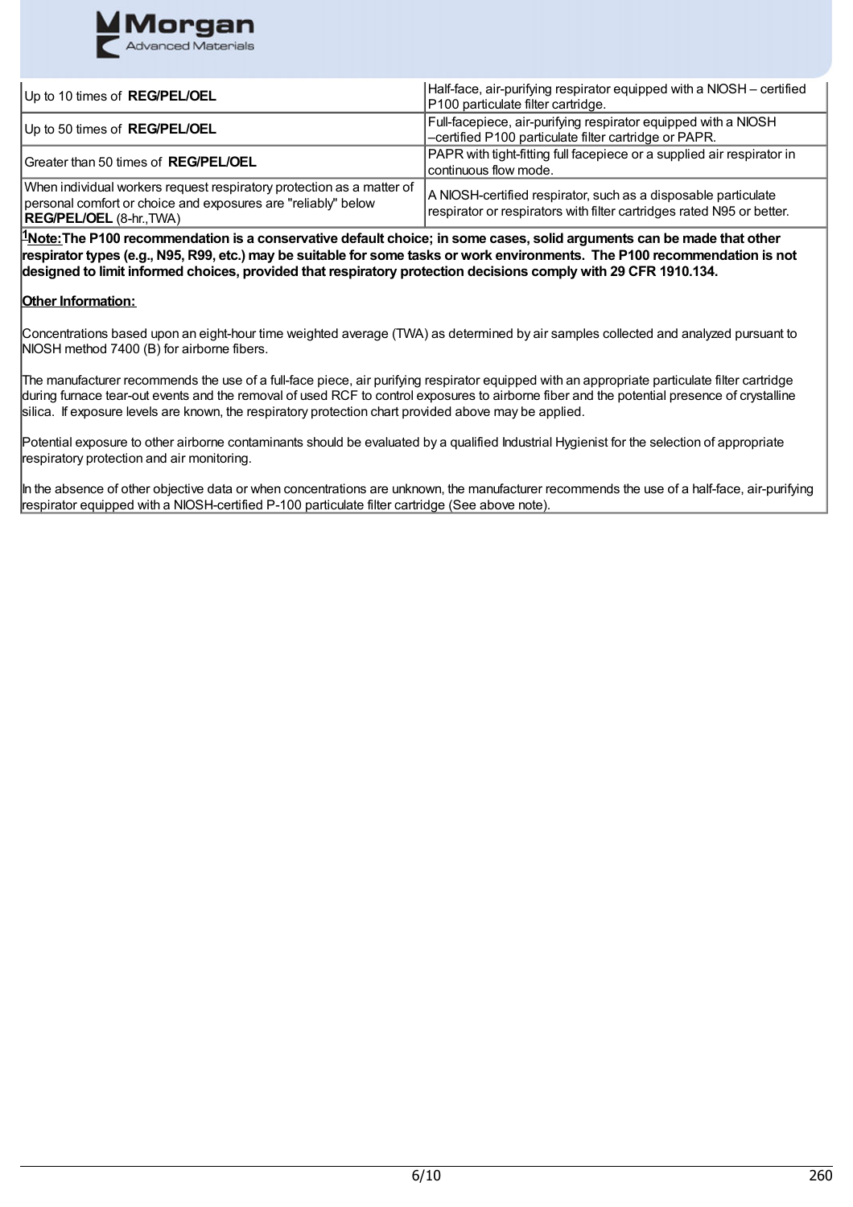| | |
|---|---|
| Up to 10 times of **REG/PEL/OEL** | Half-face, air-purifying respirator equipped with a NIOSH – certified P100 particulate filter cartridge. |
| Up to 50 times of **REG/PEL/OEL** | Full-facepiece, air-purifying respirator equipped with a NIOSH –certified P100 particulate filter cartridge or PAPR. |
| Greater than 50 times of **REG/PEL/OEL** | PAPR with tight-fitting full facepiece or a supplied air respirator in continuous flow mode. |
| When individual workers request respiratory protection as a matter of personal comfort or choice and exposures are "reliably" below **REG/PEL/OEL** (8-hr.,TWA) | A NIOSH-certified respirator, such as a disposable particulate respirator or respirators with filter cartridges rated N95 or better. |

[1]**Note: The P100 recommendation is a conservative default choice; in some cases, solid arguments can be made that other respirator types (e.g., N95, R99, etc.) may be suitable for some tasks or work environments. The P100 recommendation is not designed to limit informed choices, provided that respiratory protection decisions comply with 29 CFR 1910.134.**

**Other Information:**

Concentrations based upon an eight-hour time weighted average (TWA) as determined by air samples collected and analyzed pursuant to NIOSH method 7400 (B) for airborne fibers.

The manufacturer recommends the use of a full-face piece, air purifying respirator equipped with an appropriate particulate filter cartridge during furnace tear-out events and the removal of used RCF to control exposures to airborne fiber and the potential presence of crystalline silica. If exposure levels are known, the respiratory protection chart provided above may be applied.

Potential exposure to other airborne contaminants should be evaluated by a qualified Industrial Hygienist for the selection of appropriate respiratory protection and air monitoring.

In the absence of other objective data or when concentrations are unknown, the manufacturer recommends the use of a half-face, air-purifying respirator equipped with a NIOSH-certified P-100 particulate filter cartridge (See above note).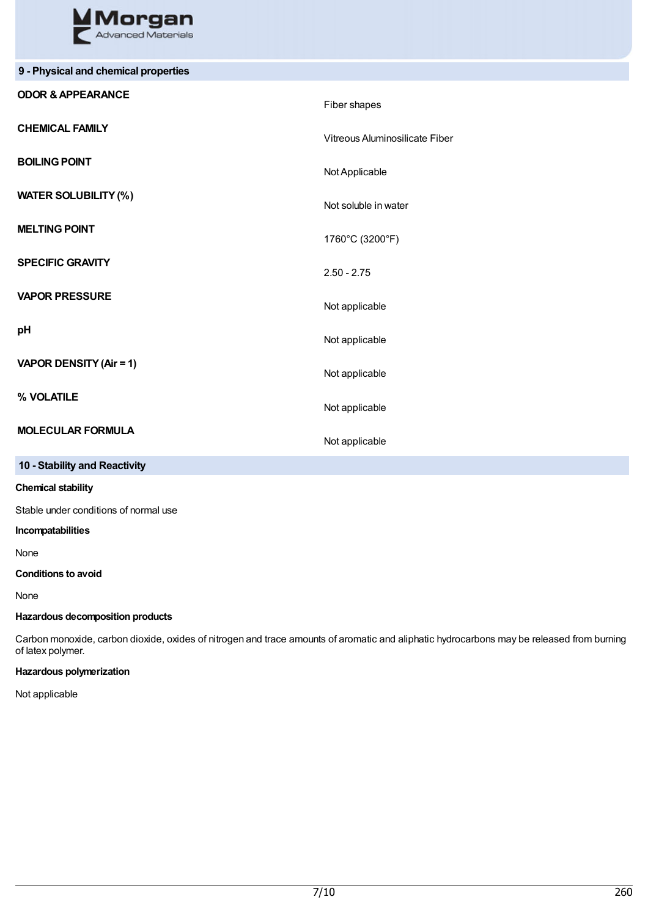## 9 - Physical and chemical properties

| | |
|---|---|
| **ODOR & APPEARANCE** | Fiber shapes |
| **CHEMICAL FAMILY** | Vitreous Aluminosilicate Fiber |
| **BOILING POINT** | Not Applicable |
| **WATER SOLUBILITY (%)** | Not soluble in water |
| **MELTING POINT** | 1760°C (3200°F) |
| **SPECIFIC GRAVITY** | 2.50 - 2.75 |
| **VAPOR PRESSURE** | Not applicable |
| **pH** | Not applicable |
| **VAPOR DENSITY (Air = 1)** | Not applicable |
| **% VOLATILE** | Not applicable |
| **MOLECULAR FORMULA** | Not applicable |

## 10 - Stability and Reactivity

**Chemical stability**

Stable under conditions of normal use

**Incompatabilities**

None

**Conditions to avoid**

None

**Hazardous decomposition products**

Carbon monoxide, carbon dioxide, oxides of nitrogen and trace amounts of aromatic and aliphatic hydrocarbons may be released from burning of latex polymer.

**Hazardous polymerization**

Not applicable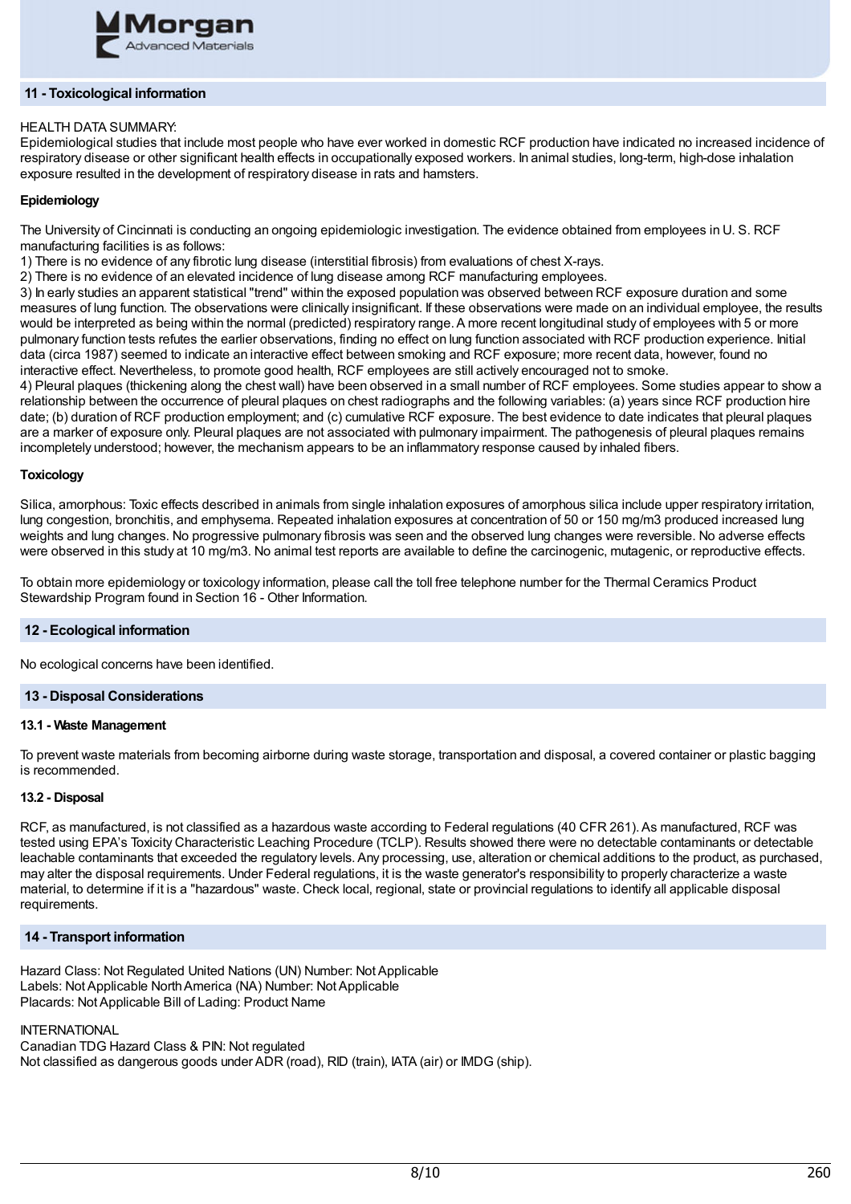## 11 - Toxicological information

HEALTH DATA SUMMARY:
Epidemiological studies that include most people who have ever worked in domestic RCF production have indicated no increased incidence of respiratory disease or other significant health effects in occupationally exposed workers. In animal studies, long-term, high-dose inhalation exposure resulted in the development of respiratory disease in rats and hamsters.

**Epidemiology**

The University of Cincinnati is conducting an ongoing epidemiologic investigation. The evidence obtained from employees in U. S. RCF manufacturing facilities is as follows:
1) There is no evidence of any fibrotic lung disease (interstitial fibrosis) from evaluations of chest X-rays.
2) There is no evidence of an elevated incidence of lung disease among RCF manufacturing employees.
3) In early studies an apparent statistical "trend" within the exposed population was observed between RCF exposure duration and some measures of lung function. The observations were clinically insignificant. If these observations were made on an individual employee, the results would be interpreted as being within the normal (predicted) respiratory range. A more recent longitudinal study of employees with 5 or more pulmonary function tests refutes the earlier observations, finding no effect on lung function associated with RCF production experience. Initial data (circa 1987) seemed to indicate an interactive effect between smoking and RCF exposure; more recent data, however, found no interactive effect. Nevertheless, to promote good health, RCF employees are still actively encouraged not to smoke.
4) Pleural plaques (thickening along the chest wall) have been observed in a small number of RCF employees. Some studies appear to show a relationship between the occurrence of pleural plaques on chest radiographs and the following variables: (a) years since RCF production hire date; (b) duration of RCF production employment; and (c) cumulative RCF exposure. The best evidence to date indicates that pleural plaques are a marker of exposure only. Pleural plaques are not associated with pulmonary impairment. The pathogenesis of pleural plaques remains incompletely understood; however, the mechanism appears to be an inflammatory response caused by inhaled fibers.

**Toxicology**

Silica, amorphous: Toxic effects described in animals from single inhalation exposures of amorphous silica include upper respiratory irritation, lung congestion, bronchitis, and emphysema. Repeated inhalation exposures at concentration of 50 or 150 mg/m3 produced increased lung weights and lung changes. No progressive pulmonary fibrosis was seen and the observed lung changes were reversible. No adverse effects were observed in this study at 10 mg/m3. No animal test reports are available to define the carcinogenic, mutagenic, or reproductive effects.

To obtain more epidemiology or toxicology information, please call the toll free telephone number for the Thermal Ceramics Product Stewardship Program found in Section 16 - Other Information.

## 12 - Ecological information

No ecological concerns have been identified.

## 13 - Disposal Considerations

**13.1 - Waste Management**

To prevent waste materials from becoming airborne during waste storage, transportation and disposal, a covered container or plastic bagging is recommended.

**13.2 - Disposal**

RCF, as manufactured, is not classified as a hazardous waste according to Federal regulations (40 CFR 261). As manufactured, RCF was tested using EPA's Toxicity Characteristic Leaching Procedure (TCLP). Results showed there were no detectable contaminants or detectable leachable contaminants that exceeded the regulatory levels. Any processing, use, alteration or chemical additions to the product, as purchased, may alter the disposal requirements. Under Federal regulations, it is the waste generator's responsibility to properly characterize a waste material, to determine if it is a "hazardous" waste. Check local, regional, state or provincial regulations to identify all applicable disposal requirements.

## 14 - Transport information

Hazard Class: Not Regulated United Nations (UN) Number: Not Applicable
Labels: Not Applicable North America (NA) Number: Not Applicable
Placards: Not Applicable Bill of Lading: Product Name

INTERNATIONAL
Canadian TDG Hazard Class & PIN: Not regulated
Not classified as dangerous goods under ADR (road), RID (train), IATA (air) or IMDG (ship).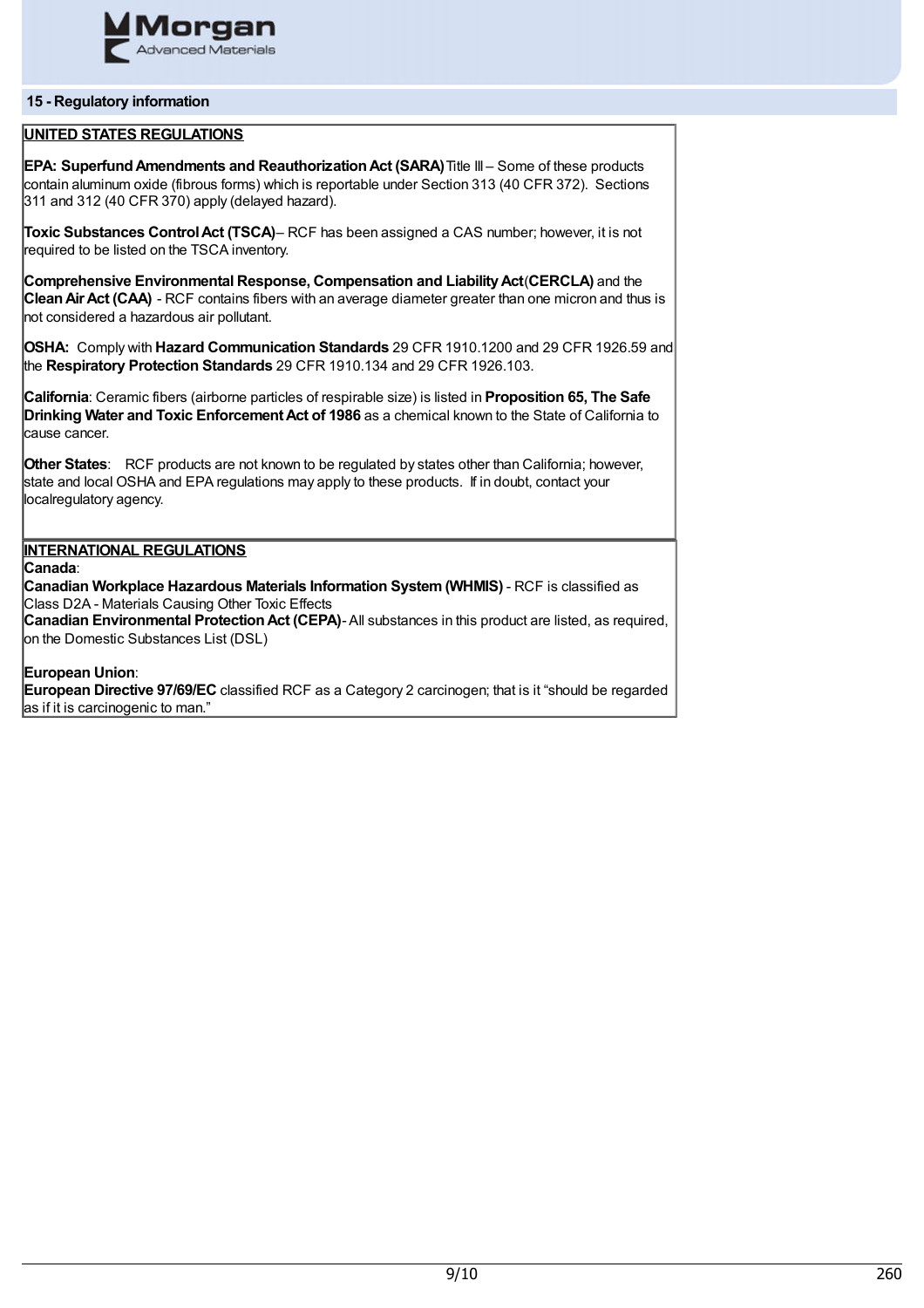## 15 - Regulatory information

**UNITED STATES REGULATIONS**

**EPA: Superfund Amendments and Reauthorization Act (SARA)** Title III – Some of these products contain aluminum oxide (fibrous forms) which is reportable under Section 313 (40 CFR 372). Sections 311 and 312 (40 CFR 370) apply (delayed hazard).

**Toxic Substances Control Act (TSCA)**– RCF has been assigned a CAS number; however, it is not required to be listed on the TSCA inventory.

**Comprehensive Environmental Response, Compensation and Liability Act**(**CERCLA)** and the **Clean Air Act (CAA)** - RCF contains fibers with an average diameter greater than one micron and thus is not considered a hazardous air pollutant.

**OSHA:** Comply with **Hazard Communication Standards** 29 CFR 1910.1200 and 29 CFR 1926.59 and the **Respiratory Protection Standards** 29 CFR 1910.134 and 29 CFR 1926.103.

**California**: Ceramic fibers (airborne particles of respirable size) is listed in **Proposition 65, The Safe Drinking Water and Toxic Enforcement Act of 1986** as a chemical known to the State of California to cause cancer.

**Other States**: RCF products are not known to be regulated by states other than California; however, state and local OSHA and EPA regulations may apply to these products. If in doubt, contact your localregulatory agency.

**INTERNATIONAL REGULATIONS**

**Canada**:

**Canadian Workplace Hazardous Materials Information System (WHMIS)** - RCF is classified as Class D2A - Materials Causing Other Toxic Effects

**Canadian Environmental Protection Act (CEPA)**- All substances in this product are listed, as required, on the Domestic Substances List (DSL)

**European Union**:

**European Directive 97/69/EC** classified RCF as a Category 2 carcinogen; that is it "should be regarded as if it is carcinogenic to man."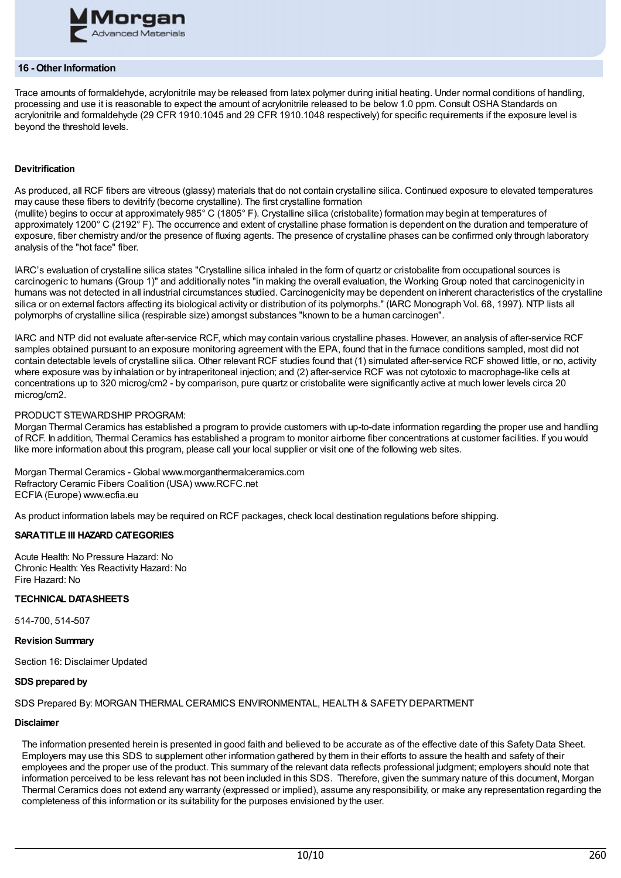## 16 - Other Information

Trace amounts of formaldehyde, acrylonitrile may be released from latex polymer during initial heating. Under normal conditions of handling, processing and use it is reasonable to expect the amount of acrylonitrile released to be below 1.0 ppm. Consult OSHA Standards on acrylonitrile and formaldehyde (29 CFR 1910.1045 and 29 CFR 1910.1048 respectively) for specific requirements if the exposure level is beyond the threshold levels.

**Devitrification**

As produced, all RCF fibers are vitreous (glassy) materials that do not contain crystalline silica. Continued exposure to elevated temperatures may cause these fibers to devitrify (become crystalline). The first crystalline formation (mullite) begins to occur at approximately 985° C (1805° F). Crystalline silica (cristobalite) formation may begin at temperatures of approximately 1200° C (2192° F). The occurrence and extent of crystalline phase formation is dependent on the duration and temperature of exposure, fiber chemistry and/or the presence of fluxing agents. The presence of crystalline phases can be confirmed only through laboratory analysis of the "hot face" fiber.

IARC's evaluation of crystalline silica states "Crystalline silica inhaled in the form of quartz or cristobalite from occupational sources is carcinogenic to humans (Group 1)" and additionally notes "in making the overall evaluation, the Working Group noted that carcinogenicity in humans was not detected in all industrial circumstances studied. Carcinogenicity may be dependent on inherent characteristics of the crystalline silica or on external factors affecting its biological activity or distribution of its polymorphs." (IARC Monograph Vol. 68, 1997). NTP lists all polymorphs of crystalline silica (respirable size) amongst substances "known to be a human carcinogen".

IARC and NTP did not evaluate after-service RCF, which may contain various crystalline phases. However, an analysis of after-service RCF samples obtained pursuant to an exposure monitoring agreement with the EPA, found that in the furnace conditions sampled, most did not contain detectable levels of crystalline silica. Other relevant RCF studies found that (1) simulated after-service RCF showed little, or no, activity where exposure was by inhalation or by intraperitoneal injection; and (2) after-service RCF was not cytotoxic to macrophage-like cells at concentrations up to 320 microg/cm2 - by comparison, pure quartz or cristobalite were significantly active at much lower levels circa 20 microg/cm2.

PRODUCT STEWARDSHIP PROGRAM:
Morgan Thermal Ceramics has established a program to provide customers with up-to-date information regarding the proper use and handling of RCF. In addition, Thermal Ceramics has established a program to monitor airborne fiber concentrations at customer facilities. If you would like more information about this program, please call your local supplier or visit one of the following web sites.

Morgan Thermal Ceramics - Global www.morganthermalceramics.com
Refractory Ceramic Fibers Coalition (USA) www.RCFC.net
ECFIA (Europe) www.ecfia.eu

As product information labels may be required on RCF packages, check local destination regulations before shipping.

**SARA TITLE III HAZARD CATEGORIES**

Acute Health: No Pressure Hazard: No
Chronic Health: Yes Reactivity Hazard: No
Fire Hazard: No

**TECHNICAL DATASHEETS**

514-700, 514-507

**Revision Summary**

Section 16: Disclaimer Updated

**SDS prepared by**

SDS Prepared By: MORGAN THERMAL CERAMICS ENVIRONMENTAL, HEALTH & SAFETY DEPARTMENT

**Disclaimer**

The information presented herein is presented in good faith and believed to be accurate as of the effective date of this Safety Data Sheet. Employers may use this SDS to supplement other information gathered by them in their efforts to assure the health and safety of their employees and the proper use of the product. This summary of the relevant data reflects professional judgment; employers should note that information perceived to be less relevant has not been included in this SDS. Therefore, given the summary nature of this document, Morgan Thermal Ceramics does not extend any warranty (expressed or implied), assume any responsibility, or make any representation regarding the completeness of this information or its suitability for the purposes envisioned by the user.